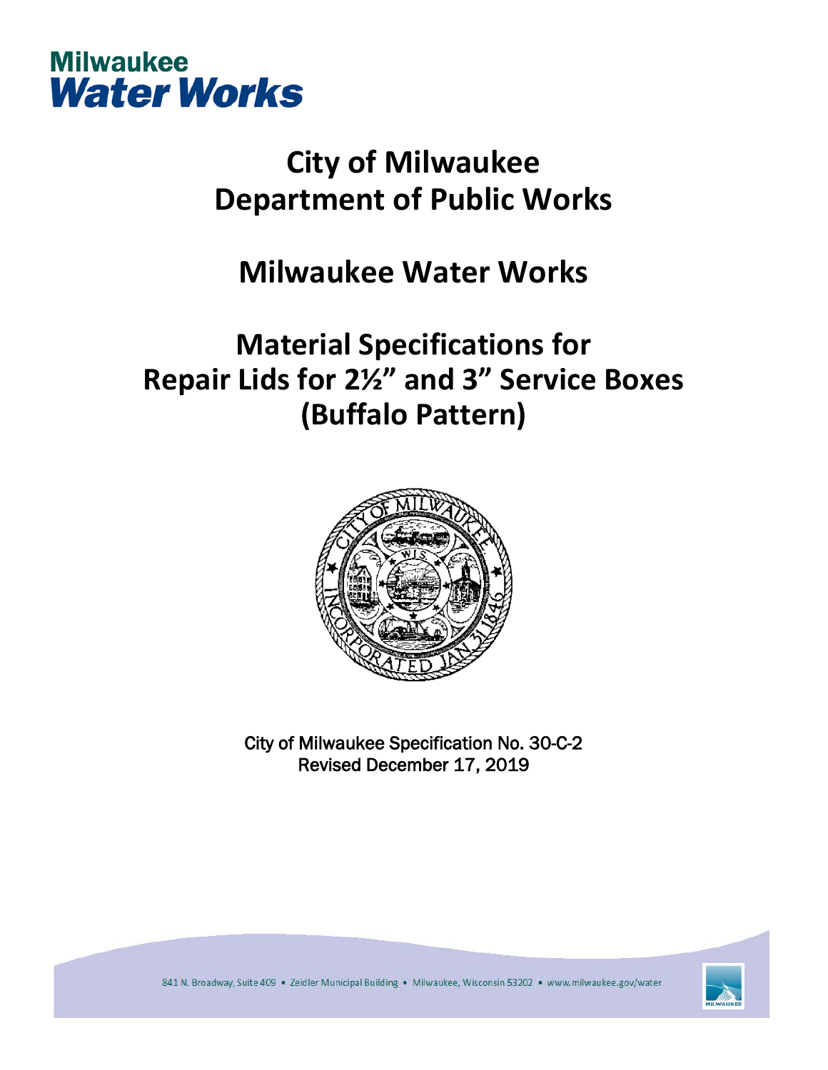Milwaukee
Water Works

# City of Milwaukee
# Department of Public Works

# Milwaukee Water Works

# Material Specifications for Repair Lids for 2½" and 3" Service Boxes (Buffalo Pattern)

City of Milwaukee Specification No. 30-C-2
Revised December 17, 2019

841 N. Broadway, Suite 409 • Zeidler Municipal Building • Milwaukee, Wisconsin 53202 • www.milwaukee.gov/water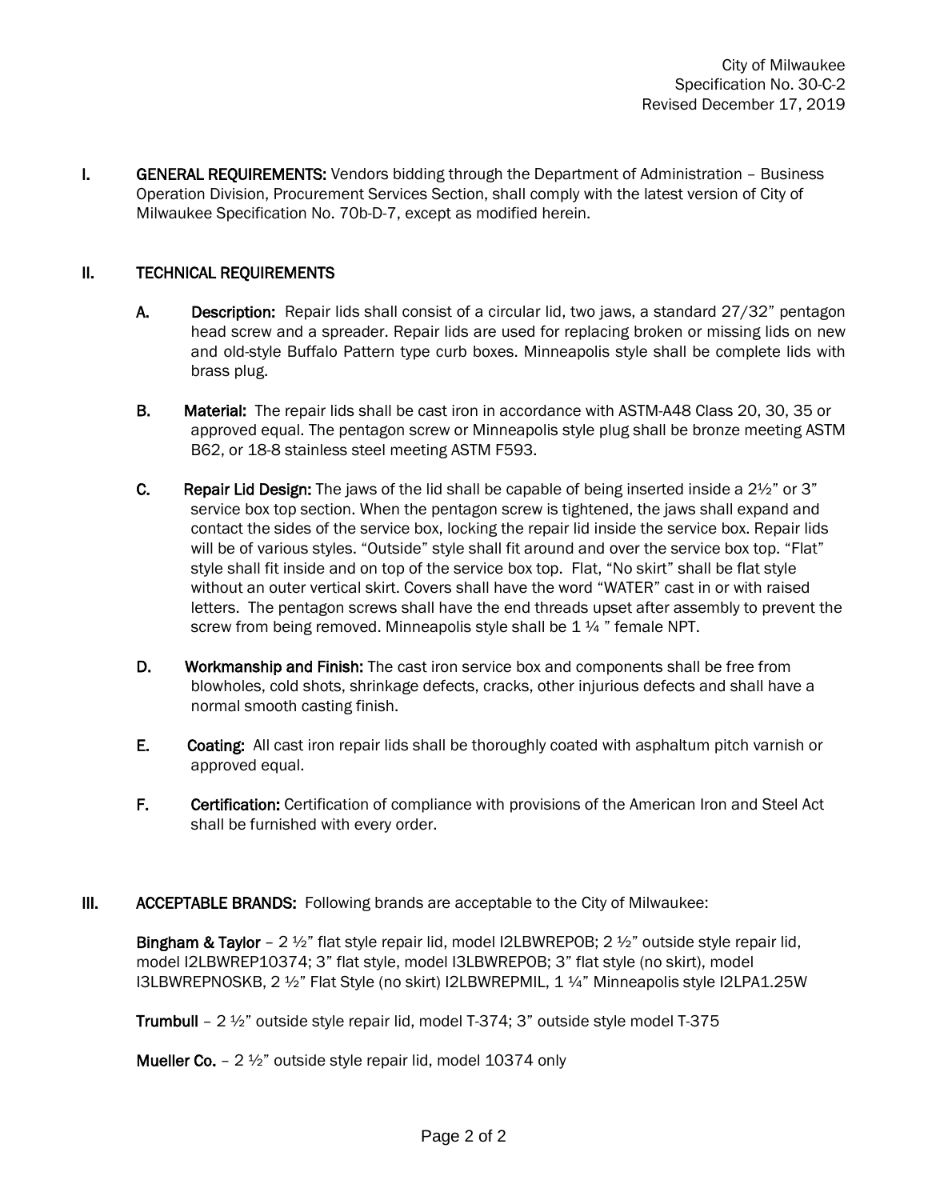City of Milwaukee
Specification No. 30-C-2
Revised December 17, 2019

**I. GENERAL REQUIREMENTS:** Vendors bidding through the Department of Administration – Business Operation Division, Procurement Services Section, shall comply with the latest version of City of Milwaukee Specification No. 70b-D-7, except as modified herein.

**II. TECHNICAL REQUIREMENTS**

**A. Description:** Repair lids shall consist of a circular lid, two jaws, a standard 27/32" pentagon head screw and a spreader. Repair lids are used for replacing broken or missing lids on new and old-style Buffalo Pattern type curb boxes. Minneapolis style shall be complete lids with brass plug.

**B. Material:** The repair lids shall be cast iron in accordance with ASTM-A48 Class 20, 30, 35 or approved equal. The pentagon screw or Minneapolis style plug shall be bronze meeting ASTM B62, or 18-8 stainless steel meeting ASTM F593.

**C. Repair Lid Design:** The jaws of the lid shall be capable of being inserted inside a 2½" or 3" service box top section. When the pentagon screw is tightened, the jaws shall expand and contact the sides of the service box, locking the repair lid inside the service box. Repair lids will be of various styles. "Outside" style shall fit around and over the service box top. "Flat" style shall fit inside and on top of the service box top. Flat, "No skirt" shall be flat style without an outer vertical skirt. Covers shall have the word "WATER" cast in or with raised letters. The pentagon screws shall have the end threads upset after assembly to prevent the screw from being removed. Minneapolis style shall be 1 ¼ " female NPT.

**D. Workmanship and Finish:** The cast iron service box and components shall be free from blowholes, cold shots, shrinkage defects, cracks, other injurious defects and shall have a normal smooth casting finish.

**E. Coating:** All cast iron repair lids shall be thoroughly coated with asphaltum pitch varnish or approved equal.

**F. Certification:** Certification of compliance with provisions of the American Iron and Steel Act shall be furnished with every order.

**III. ACCEPTABLE BRANDS:** Following brands are acceptable to the City of Milwaukee:

**Bingham & Taylor** – 2 ½" flat style repair lid, model I2LBWREPOB; 2 ½" outside style repair lid, model I2LBWREP10374; 3" flat style, model I3LBWREPOB; 3" flat style (no skirt), model I3LBWREPNOSKB, 2 ½" Flat Style (no skirt) I2LBWREPMIL, 1 ¼" Minneapolis style I2LPA1.25W

**Trumbull** – 2 ½" outside style repair lid, model T-374; 3" outside style model T-375

**Mueller Co.** – 2 ½" outside style repair lid, model 10374 only